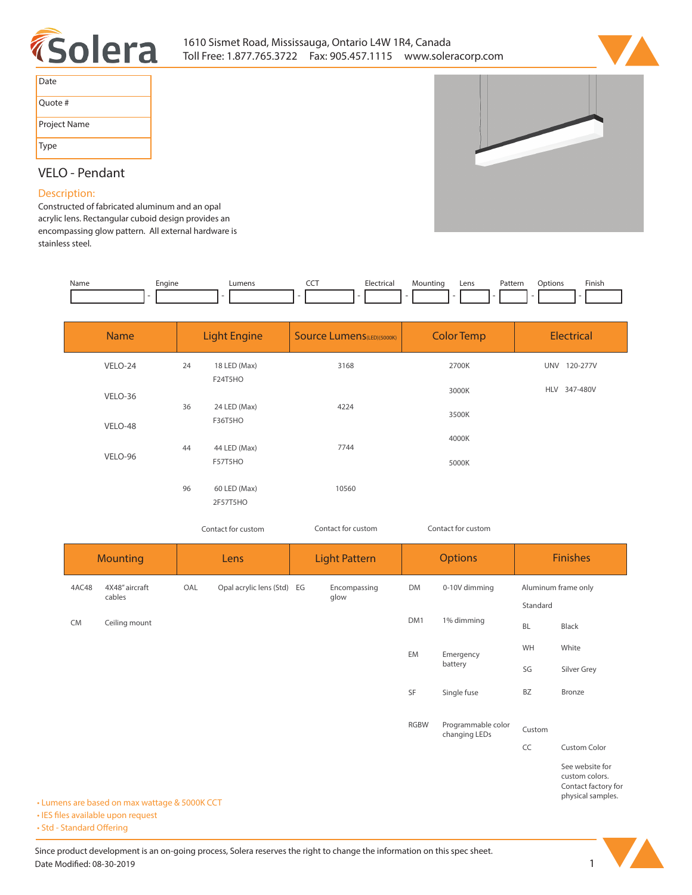1610 Sismet Road, Mississauga, Ontario L4W 1R4, Canada
Toll Free: 1.877.765.3722 Fax: 905.457.1115 www.soleracorp.com

| Date | |
|---|---|
| Quote # | |
| Project Name | |
| Type | |

# VELO - Pendant

## Description:

Constructed of fabricated aluminum and an opal acrylic lens. Rectangular cuboid design provides an encompassing glow pattern. All external hardware is stainless steel.

| Name | Engine | Lumens | CCT | Electrical | Mounting | Lens | Pattern | Options | Finish |
|---|---|---|---|---|---|---|---|---|---|
| | - | - | - | - | - | - | - | - | - |

| Name | Light Engine | | Source Lumens(LED)(5000K) | Color Temp | Electrical |
|---|---|---|---|---|---|
| VELO-24 | 24 | 18 LED (Max) F24T5HO | 3168 | 2700K | UNV 120-277V |
| VELO-36 | 36 | 24 LED (Max) F36T5HO | 4224 | 3000K | HLV 347-480V |
| VELO-48 | 44 | 44 LED (Max) F57T5HO | 7744 | 3500K | |
| VELO-96 | 96 | 60 LED (Max) 2F57T5HO | 10560 | 4000K | |
| | | | | 5000K | |
| | Contact for custom | | Contact for custom | Contact for custom | |

| Mounting | | Lens | | Light Pattern | | Options | | Finishes | |
|---|---|---|---|---|---|---|---|---|---|
| 4AC48 | 4X48" aircraft cables | OAL | Opal acrylic lens (Std) | EG | Encompassing glow | DM | 0-10V dimming | Aluminum frame only | |
| CM | Ceiling mount | | | | | DM1 | 1% dimming | Standard | |
| | | | | | | EM | Emergency battery | BL | Black |
| | | | | | | SF | Single fuse | WH | White |
| | | | | | | RGBW | Programmable color changing LEDs | SG | Silver Grey |
| | | | | | | | | BZ | Bronze |
| | | | | | | | | Custom | |
| | | | | | | | | CC | Custom Color |
| | | | | | | | | | See website for custom colors. Contact factory for physical samples. |

- Lumens are based on max wattage & 5000K CCT
- IES files available upon request
- Std - Standard Offering

Since product development is an on-going process, Solera reserves the right to change the information on this spec sheet.
Date Modified: 08-30-2019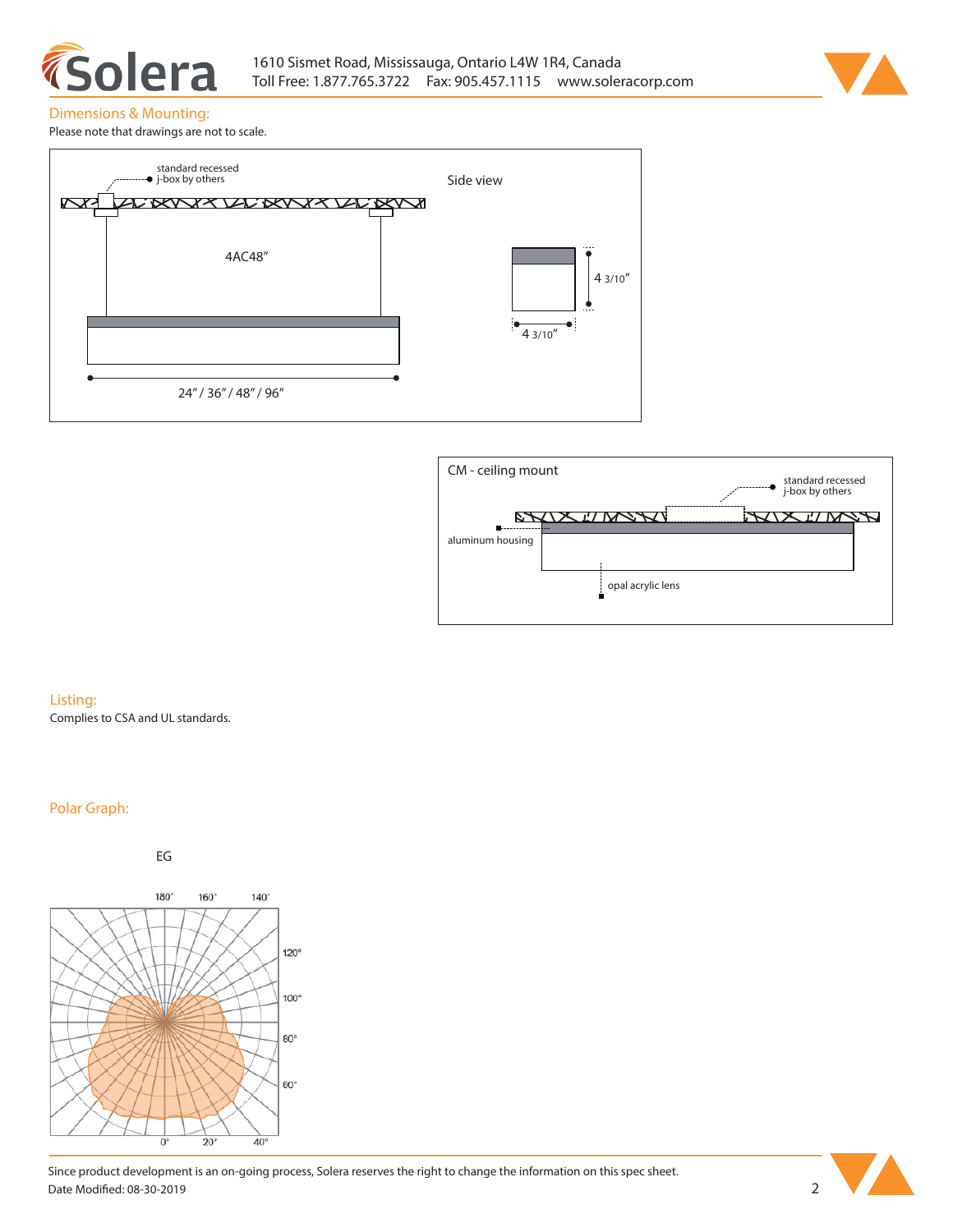## Dimensions & Mounting:

Please note that drawings are not to scale.

standard recessed j-box by others

4AC48"

24" / 36" / 48" / 96"

Side view

4 3/10"

4 3/10"

CM - ceiling mount

standard recessed j-box by others

aluminum housing

opal acrylic lens

## Listing:

Complies to CSA and UL standards.

## Polar Graph:

EG

180° 160° 140°

120°

100°

80°

60°

0° 20° 40°

Since product development is an on-going process, Solera reserves the right to change the information on this spec sheet.
Date Modified: 08-30-2019